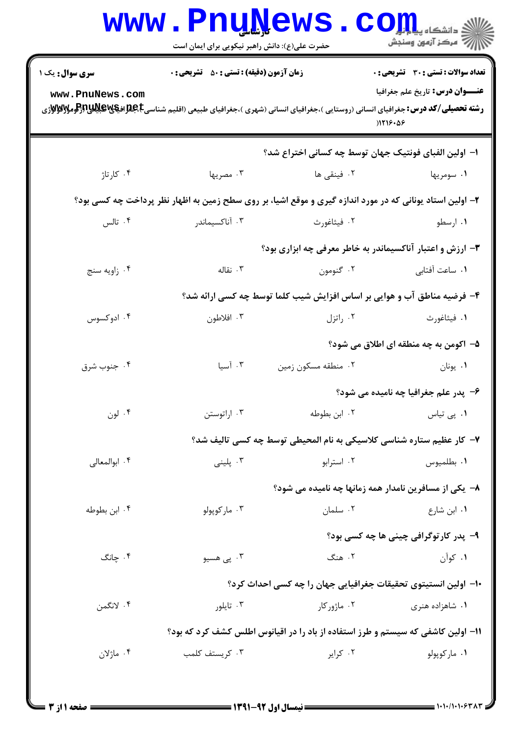کارشناسی

حضرت علی(ع): دانش راهبر نیکویی برای ایمان است

**سری سوال:** یک ۱ | **زمان آزمون (دقیقه) : تستی :** ۵۰ **تشریحی :** ۰ | **تعداد سوالات : تستی :** ۳۰ **تشریحی :** ۰

**عنـــوان درس:** تاریخ علم جغرافیا

**رشته تحصیلی/کد درس:** جغرافیای انسانی (روستایی )،جغرافیای انسانی (شهری )،جغرافیای طبیعی (اقلیم شناسی)،جغرافیای طبیعی (ژئومورفولوژی) ۱۲۱۶۰۵۶

۱- اولین الفبای فونتیک جهان توسط چه کسانی اختراع شد؟

۱. سومریها  ۲. فینقی ها  ۳. مصریها  ۴. کارتاژ

۲- اولین استاد یونانی که در مورد اندازه گیری و موقع اشیا، بر روی سطح زمین به اظهار نظر پرداخت چه کسی بود؟

۱. ارسطو  ۲. فیثاغورث  ۳. آناکسیماندر  ۴. تالس

۳- ارزش و اعتبار آناکسیماندر به خاطر معرفی چه ابزاری بود؟

۱. ساعت آفتابی  ۲. گنومون  ۳. نقاله  ۴. زاویه سنج

۴- فرضیه مناطق آب و هوایی بر اساس افزایش شیب کلما توسط چه کسی ارائه شد؟

۱. فیثاغورث  ۲. راتزل  ۳. افلاطون  ۴. ادوکسوس

۵- اکومن به چه منطقه ای اطلاق می شود؟

۱. یونان  ۲. منطقه مسکون زمین  ۳. آسیا  ۴. جنوب شرق

۶- پدر علم جغرافیا چه نامیده می شود؟

۱. پی تیاس  ۲. ابن بطوطه  ۳. اراتوستن  ۴. لون

۷- کار عظیم ستاره شناسی کلاسیکی به نام المحیطی توسط چه کسی تالیف شد؟

۱. بطلمیوس  ۲. استرابو  ۳. پلینی  ۴. ابوالمعالی

۸- یکی از مسافرین نامدار همه زمانها چه نامیده می شود؟

۱. ابن شارع  ۲. سلمان  ۳. مارکوپولو  ۴. ابن بطوطه

۹- پدر کارتوگرافی چینی ها چه کسی بود؟

۱. کوآن  ۲. هنگ  ۳. پی هسیو  ۴. چانگ

۱۰- اولین انستیتوی تحقیقات جغرافیایی جهان را چه کسی احداث کرد؟

۱. شاهزاده هنری  ۲. ماژورکار  ۳. تایلور  ۴. لانگمن

۱۱- اولین کاشفی که سیستم و طرز استفاده از باد را در اقیانوس اطلس کشف کرد که بود؟

۱. مارکوپولو  ۲. کرایر  ۳. کریستف کلمب  ۴. ماژلان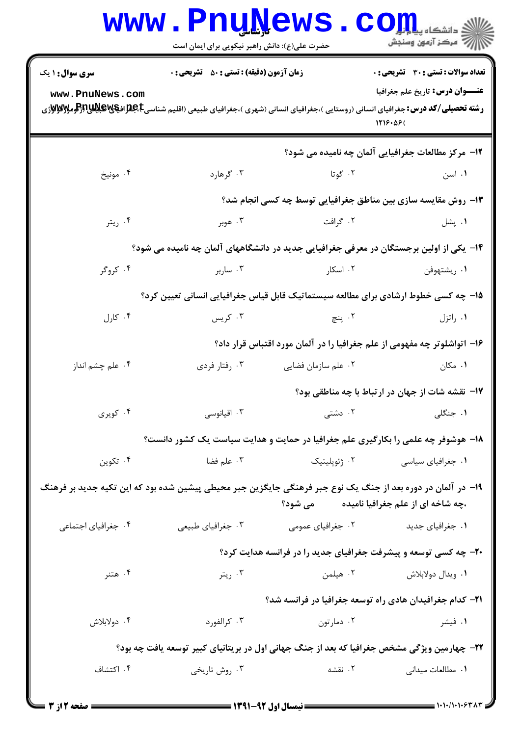**سری سوال:** ۱ یک

**زمان آزمون (دقیقه) : تستی : ۵۰ تشریحی : ۰**

**تعداد سوالات : تستی : ۳۰ تشریحی : ۰**

**عنـــوان درس:** تاریخ علم جغرافیا

**رشته تحصیلی/کد درس:** جغرافیای انسانی (روستایی )،جغرافیای انسانی (شهری )،جغرافیای طبیعی (اقلیم شناسی )،جغرافیای طبیعی (ژئومورفولوژی ۱۲۱۶۰۵۶)

۱۲- مرکز مطالعات جغرافیایی آلمان چه نامیده می شود؟

۱. اسن ۲. گوتا ۳. گرهارد ۴. مونیخ

۱۳- روش مقایسه سازی بین مناطق جغرافیایی توسط چه کسی انجام شد؟

۱. پشل ۲. گرافت ۳. هوبر ۴. ریتر

۱۴- یکی از اولین برجستگان در معرفی جغرافیایی جدید در دانشگاههای آلمان چه نامیده می شود؟

۱. ریشتهوفن ۲. اسکار ۳. سابر ۴. کروگر

۱۵- چه کسی خطوط ارشادی برای مطالعه سیستماتیک قابل قیاس جغرافیایی انسانی تعیین کرد؟

۱. راتزل ۲. پنچ ۳. کریس ۴. کارل

۱۶- اتواشلوتر چه مفهومی از علم جغرافیا را در آلمان مورد اقتباس قرار داد؟

۱. مکان ۲. علم سازمان فضایی ۳. رفتار فردی ۴. علم چشم انداز

۱۷- نقشه شات از جهان در ارتباط با چه مناطقی بود؟

۱. جنگلی ۲. دشتی ۳. اقیانوسی ۴. کویری

۱۸- هوشوفر چه علمی را بکارگیری علم جغرافیا در حمایت و هدایت سیاست یک کشور دانست؟

۱. جغرافیای سیاسی ۲. ژئوپلیتیک ۳. علم فضا ۴. تکوین

۱۹- در آلمان در دوره بعد از جنگ یک نوع جبر فرهنگی جایگزین جبر محیطی پیشین شده بود که این تکیه جدید بر فرهنگ ،چه شاخه ای از علم جغرافیا نامیده می شود؟

۱. جغرافیای جدید ۲. جغرافیای عمومی ۳. جغرافیای طبیعی ۴. جغرافیای اجتماعی

۲۰- چه کسی توسعه و پیشرفت جغرافیای جدید را در فرانسه هدایت کرد؟

۱. ویدال دولابلاش ۲. هیلمن ۳. ریتر ۴. هتنر

۲۱- کدام جغرافیدان هادی راه توسعه جغرافیا در فرانسه شد؟

۱. فیشر ۲. دمارتون ۳. کرالفورد ۴. دولابلاش

۲۲- چهارمین ویژگی مشخص جغرافیا که بعد از جنگ جهانی اول در بریتانیای کبیر توسعه یافت چه بود؟

۱. مطالعات میدانی ۲. نقشه ۳. روش تاریخی ۴. اکتشاف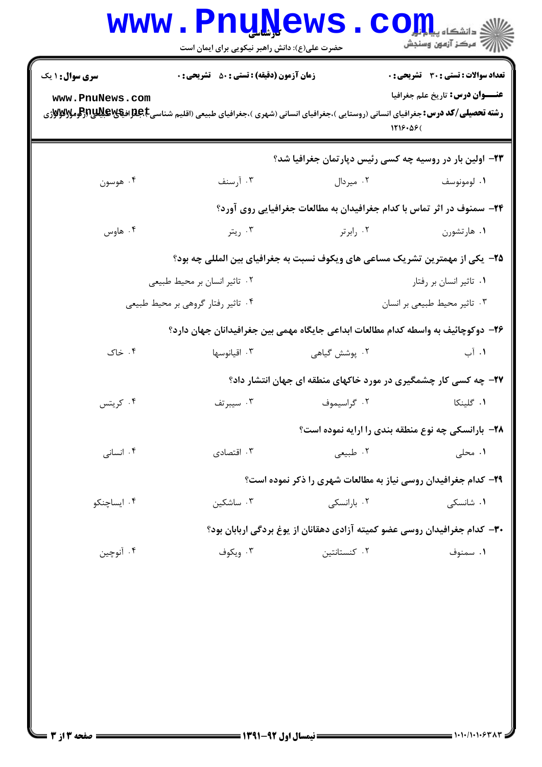۲۳- اولین بار در روسیه چه کسی رئیس دپارتمان جغرافیا شد؟

۱. لومونوسف
۲. میردال
۳. آرسنف
۴. هوسون

۲۴- سمنوف در اثر تماس با کدام جغرافیدان به مطالعات جغرافیایی روی آورد؟

۱. هارتشورن
۲. رابرتر
۳. ریتر
۴. هاوس

۲۵- یکی از مهمترین تشریک مساعی های ویکوف نسبت به جغرافیای بین المللی چه بود؟

۱. تاثیر انسان بر رفتار
۲. تاثیر انسان بر محیط طبیعی
۳. تاثیر محیط طبیعی بر انسان
۴. تاثیر رفتار گروهی بر محیط طبیعی

۲۶- دوکوچائیف به واسطه کدام مطالعات ابداعی جایگاه مهمی بین جغرافیدانان جهان دارد؟

۱. آب
۲. پوشش گیاهی
۳. اقیانوسها
۴. خاک

۲۷- چه کسی کار چشمگیری در مورد خاکهای منطقه ای جهان انتشار داد؟

۱. گلینکا
۲. گراسیموف
۳. سیبرتف
۴. کریتس

۲۸- بارانسکی چه نوع منطقه بندی را ارایه نموده است؟

۱. محلی
۲. طبیعی
۳. اقتصادی
۴. انسانی

۲۹- کدام جغرافیدان روسی نیاز به مطالعات شهری را ذکر نموده است؟

۱. شانسکی
۲. بارانسکی
۳. ساشکین
۴. ایساچنکو

۳۰- کدام جغرافیدان روسی عضو کمیته آزادی دهقانان از یوغ بردگی اربابان بود؟

۱. سمنوف
۲. کنستانتین
۳. ویکوف
۴. آنوچین